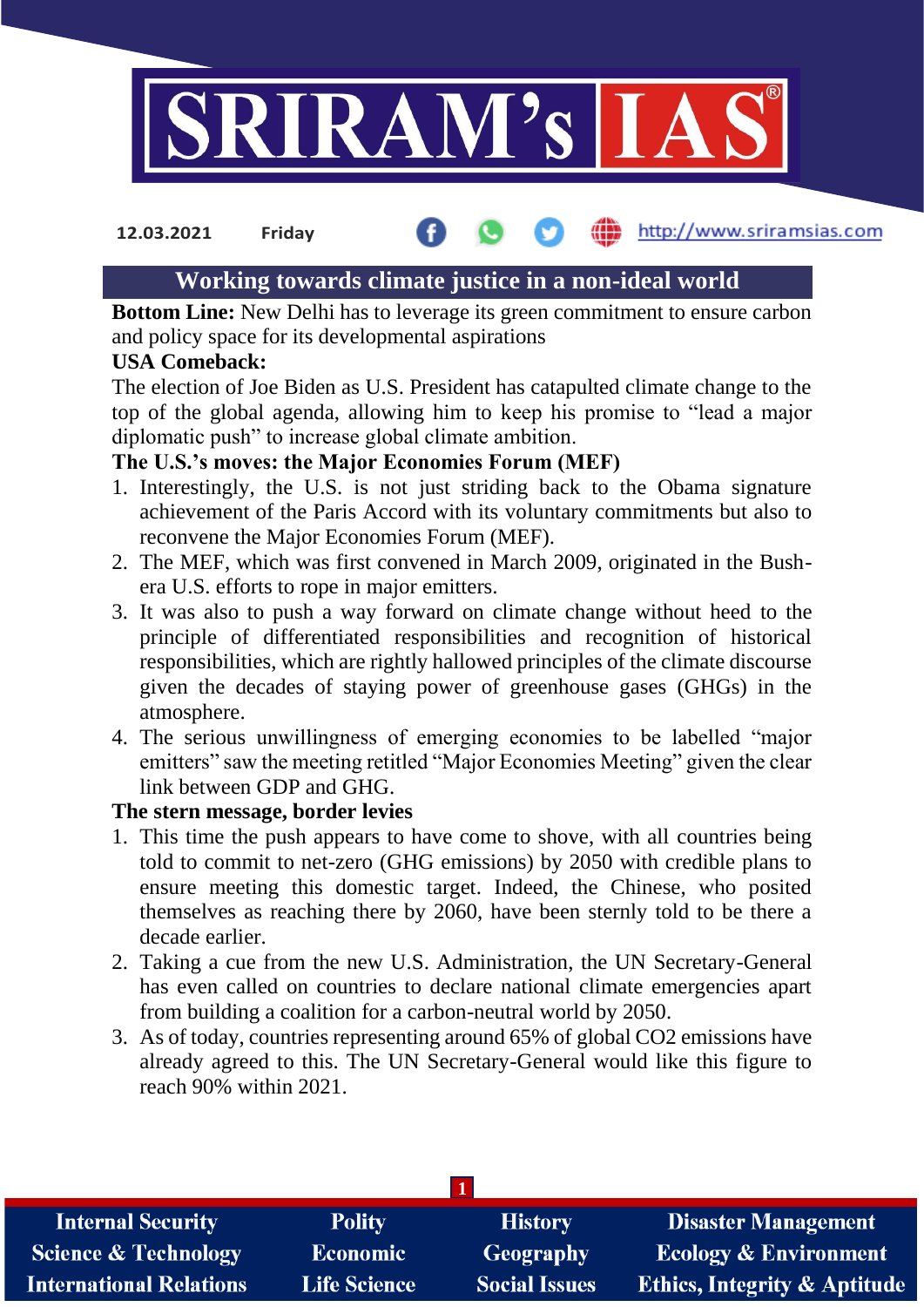12.03.2021 Friday http://www.sriramsias.com

# Working towards climate justice in a non-ideal world

**Bottom Line:** New Delhi has to leverage its green commitment to ensure carbon and policy space for its developmental aspirations

**USA Comeback:**

The election of Joe Biden as U.S. President has catapulted climate change to the top of the global agenda, allowing him to keep his promise to "lead a major diplomatic push" to increase global climate ambition.

**The U.S.'s moves: the Major Economies Forum (MEF)**

1. Interestingly, the U.S. is not just striding back to the Obama signature achievement of the Paris Accord with its voluntary commitments but also to reconvene the Major Economies Forum (MEF).
2. The MEF, which was first convened in March 2009, originated in the Bush-era U.S. efforts to rope in major emitters.
3. It was also to push a way forward on climate change without heed to the principle of differentiated responsibilities and recognition of historical responsibilities, which are rightly hallowed principles of the climate discourse given the decades of staying power of greenhouse gases (GHGs) in the atmosphere.
4. The serious unwillingness of emerging economies to be labelled "major emitters" saw the meeting retitled "Major Economies Meeting" given the clear link between GDP and GHG.

**The stern message, border levies**

1. This time the push appears to have come to shove, with all countries being told to commit to net-zero (GHG emissions) by 2050 with credible plans to ensure meeting this domestic target. Indeed, the Chinese, who posited themselves as reaching there by 2060, have been sternly told to be there a decade earlier.
2. Taking a cue from the new U.S. Administration, the UN Secretary-General has even called on countries to declare national climate emergencies apart from building a coalition for a carbon-neutral world by 2050.
3. As of today, countries representing around 65% of global $CO_2$ emissions have already agreed to this. The UN Secretary-General would like this figure to reach 90% within 2021.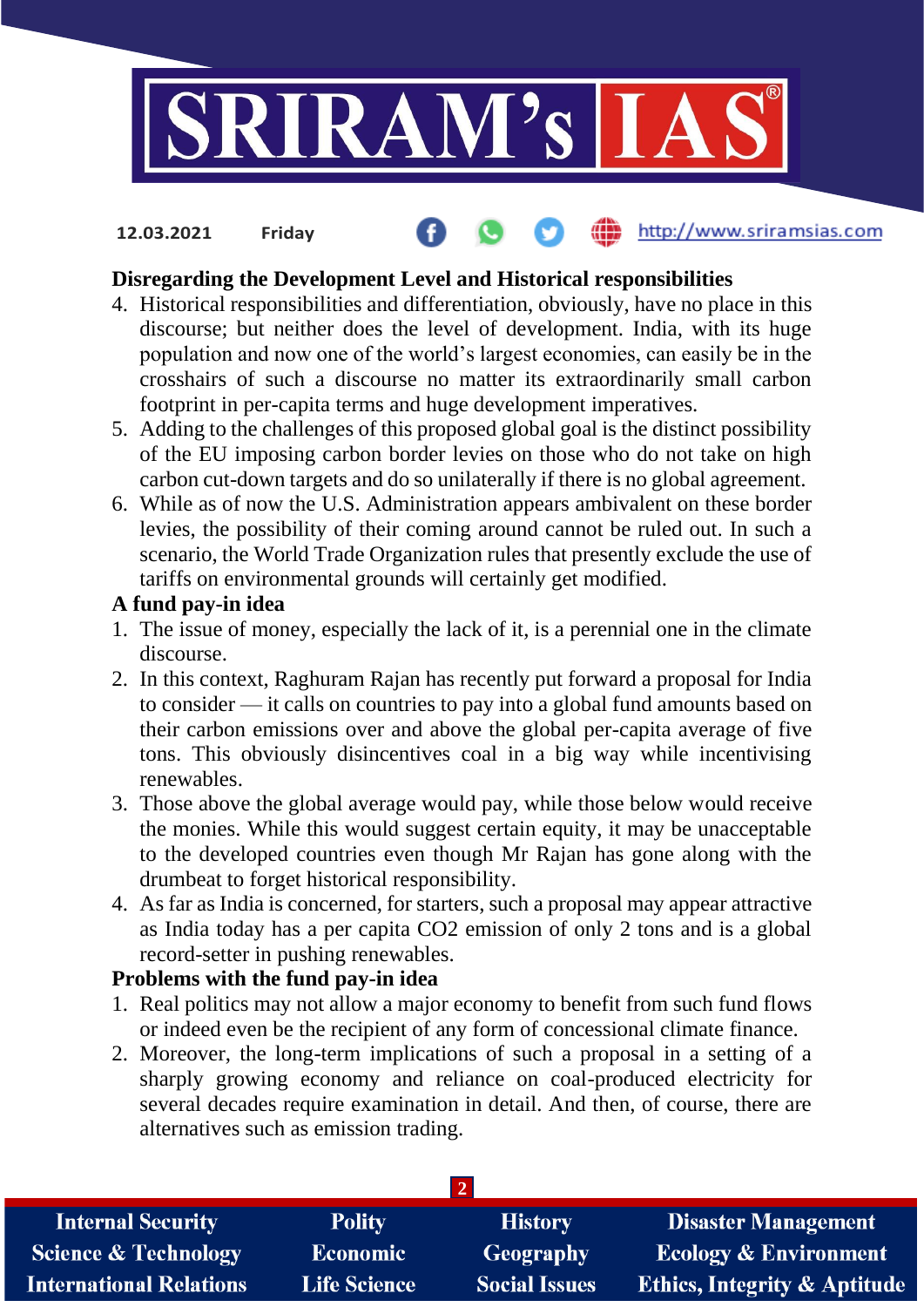**Disregarding the Development Level and Historical responsibilities**

4. Historical responsibilities and differentiation, obviously, have no place in this discourse; but neither does the level of development. India, with its huge population and now one of the world's largest economies, can easily be in the crosshairs of such a discourse no matter its extraordinarily small carbon footprint in per-capita terms and huge development imperatives.
5. Adding to the challenges of this proposed global goal is the distinct possibility of the EU imposing carbon border levies on those who do not take on high carbon cut-down targets and do so unilaterally if there is no global agreement.
6. While as of now the U.S. Administration appears ambivalent on these border levies, the possibility of their coming around cannot be ruled out. In such a scenario, the World Trade Organization rules that presently exclude the use of tariffs on environmental grounds will certainly get modified.

**A fund pay-in idea**

1. The issue of money, especially the lack of it, is a perennial one in the climate discourse.
2. In this context, Raghuram Rajan has recently put forward a proposal for India to consider — it calls on countries to pay into a global fund amounts based on their carbon emissions over and above the global per-capita average of five tons. This obviously disincentives coal in a big way while incentivising renewables.
3. Those above the global average would pay, while those below would receive the monies. While this would suggest certain equity, it may be unacceptable to the developed countries even though Mr Rajan has gone along with the drumbeat to forget historical responsibility.
4. As far as India is concerned, for starters, such a proposal may appear attractive as India today has a per capita $CO_2$ emission of only 2 tons and is a global record-setter in pushing renewables.

**Problems with the fund pay-in idea**

1. Real politics may not allow a major economy to benefit from such fund flows or indeed even be the recipient of any form of concessional climate finance.
2. Moreover, the long-term implications of such a proposal in a setting of a sharply growing economy and reliance on coal-produced electricity for several decades require examination in detail. And then, of course, there are alternatives such as emission trading.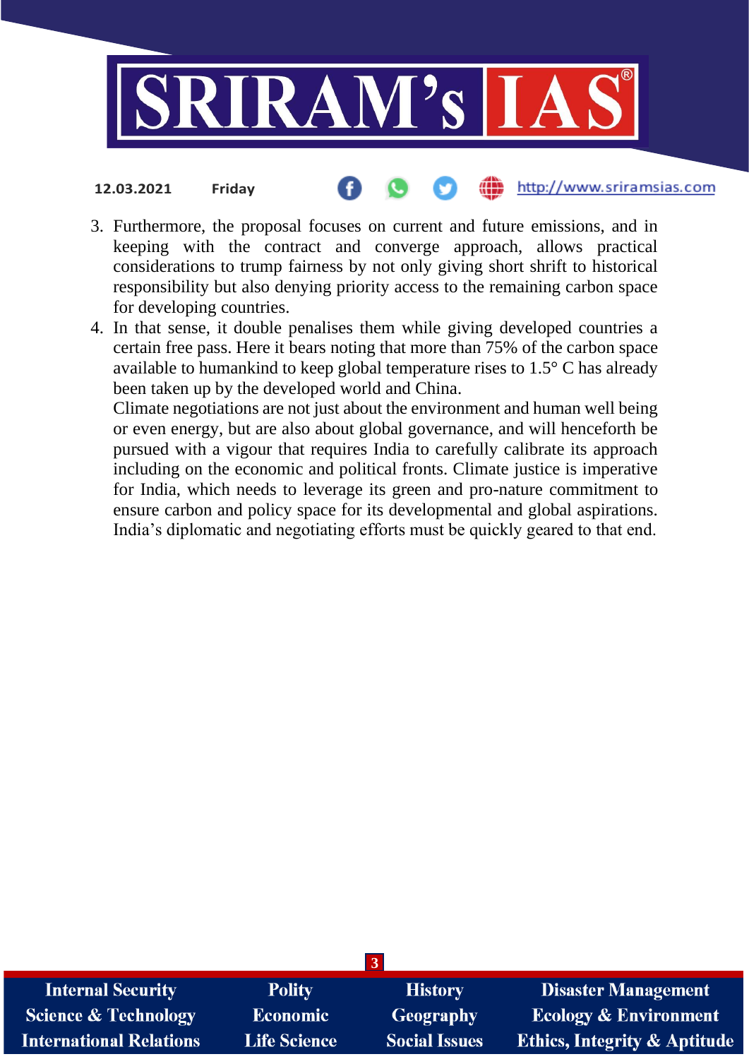3. Furthermore, the proposal focuses on current and future emissions, and in keeping with the contract and converge approach, allows practical considerations to trump fairness by not only giving short shrift to historical responsibility but also denying priority access to the remaining carbon space for developing countries.
4. In that sense, it double penalises them while giving developed countries a certain free pass. Here it bears noting that more than 75% of the carbon space available to humankind to keep global temperature rises to 1.5° C has already been taken up by the developed world and China.

   Climate negotiations are not just about the environment and human well being or even energy, but are also about global governance, and will henceforth be pursued with a vigour that requires India to carefully calibrate its approach including on the economic and political fronts. Climate justice is imperative for India, which needs to leverage its green and pro-nature commitment to ensure carbon and policy space for its developmental and global aspirations. India's diplomatic and negotiating efforts must be quickly geared to that end.